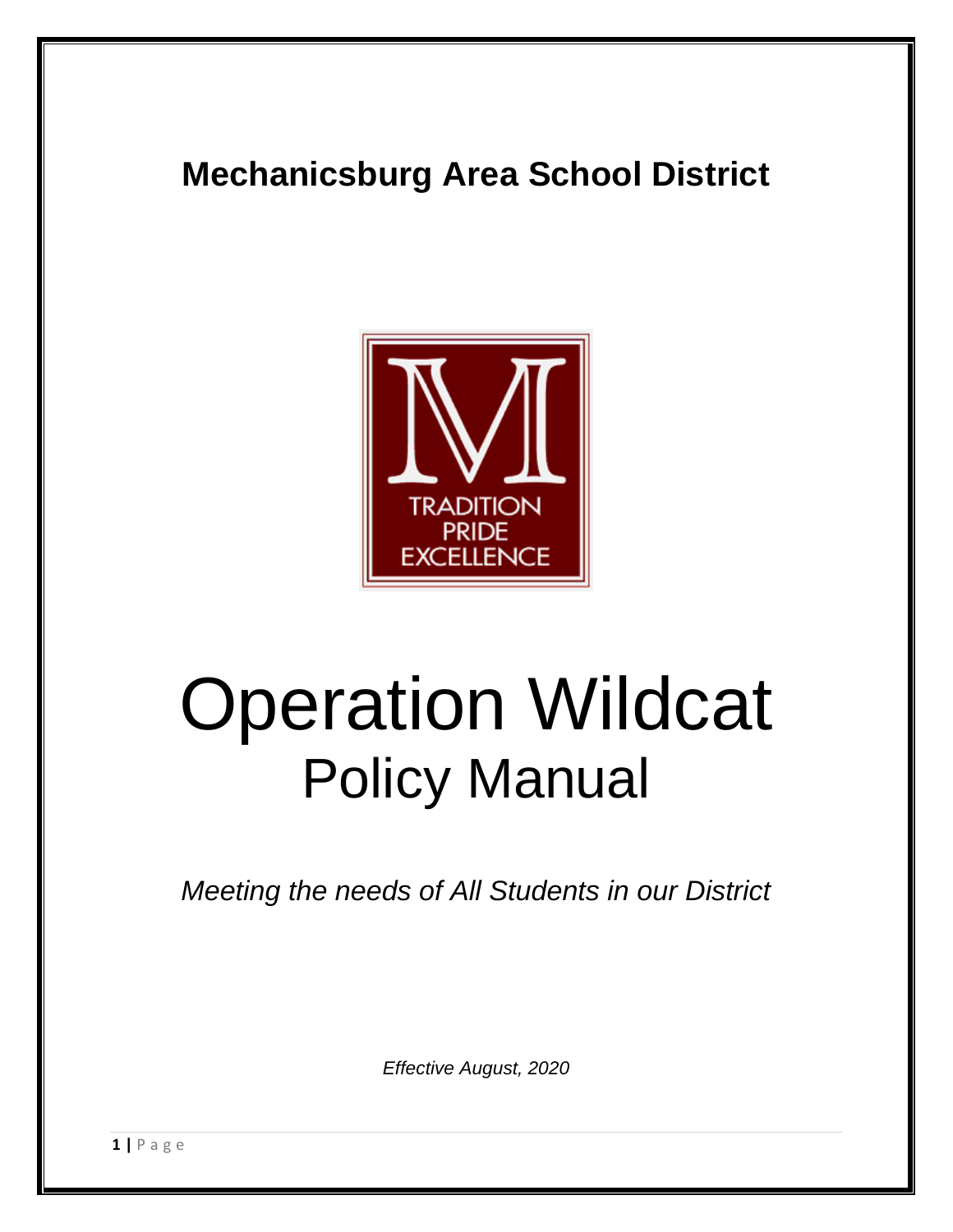# Mechanicsburg Area School District

TRADITION
PRIDE
EXCELLENCE

# Operation Wildcat

## Policy Manual

*Meeting the needs of All Students in our District*

*Effective August, 2020*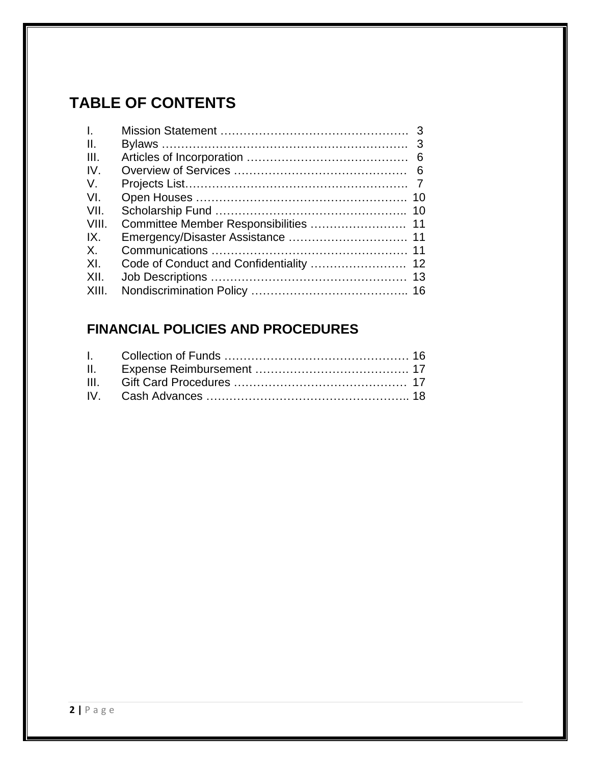# TABLE OF CONTENTS

| | | |
|---|---|---|
| I. | Mission Statement | 3 |
| II. | Bylaws | 3 |
| III. | Articles of Incorporation | 6 |
| IV. | Overview of Services | 6 |
| V. | Projects List | 7 |
| VI. | Open Houses | 10 |
| VII. | Scholarship Fund | 10 |
| VIII. | Committee Member Responsibilities | 11 |
| IX. | Emergency/Disaster Assistance | 11 |
| X. | Communications | 11 |
| XI. | Code of Conduct and Confidentiality | 12 |
| XII. | Job Descriptions | 13 |
| XIII. | Nondiscrimination Policy | 16 |

## FINANCIAL POLICIES AND PROCEDURES

| | | |
|---|---|---|
| I. | Collection of Funds | 16 |
| II. | Expense Reimbursement | 17 |
| III. | Gift Card Procedures | 17 |
| IV. | Cash Advances | 18 |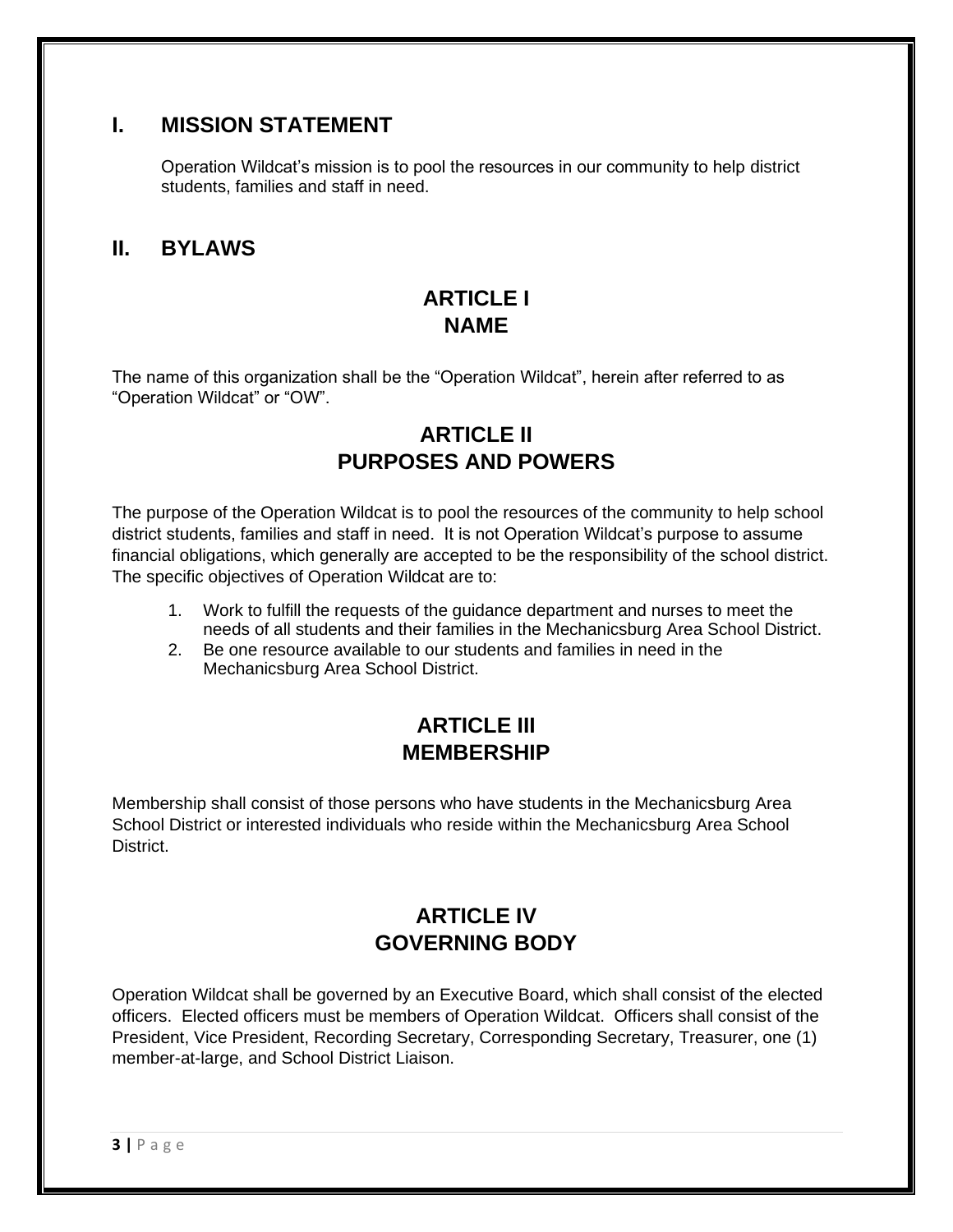## I. MISSION STATEMENT

Operation Wildcat's mission is to pool the resources in our community to help district students, families and staff in need.

## II. BYLAWS

### ARTICLE I
### NAME

The name of this organization shall be the "Operation Wildcat", herein after referred to as "Operation Wildcat" or "OW".

### ARTICLE II
### PURPOSES AND POWERS

The purpose of the Operation Wildcat is to pool the resources of the community to help school district students, families and staff in need. It is not Operation Wildcat's purpose to assume financial obligations, which generally are accepted to be the responsibility of the school district. The specific objectives of Operation Wildcat are to:

1. Work to fulfill the requests of the guidance department and nurses to meet the needs of all students and their families in the Mechanicsburg Area School District.
2. Be one resource available to our students and families in need in the Mechanicsburg Area School District.

### ARTICLE III
### MEMBERSHIP

Membership shall consist of those persons who have students in the Mechanicsburg Area School District or interested individuals who reside within the Mechanicsburg Area School District.

### ARTICLE IV
### GOVERNING BODY

Operation Wildcat shall be governed by an Executive Board, which shall consist of the elected officers. Elected officers must be members of Operation Wildcat. Officers shall consist of the President, Vice President, Recording Secretary, Corresponding Secretary, Treasurer, one (1) member-at-large, and School District Liaison.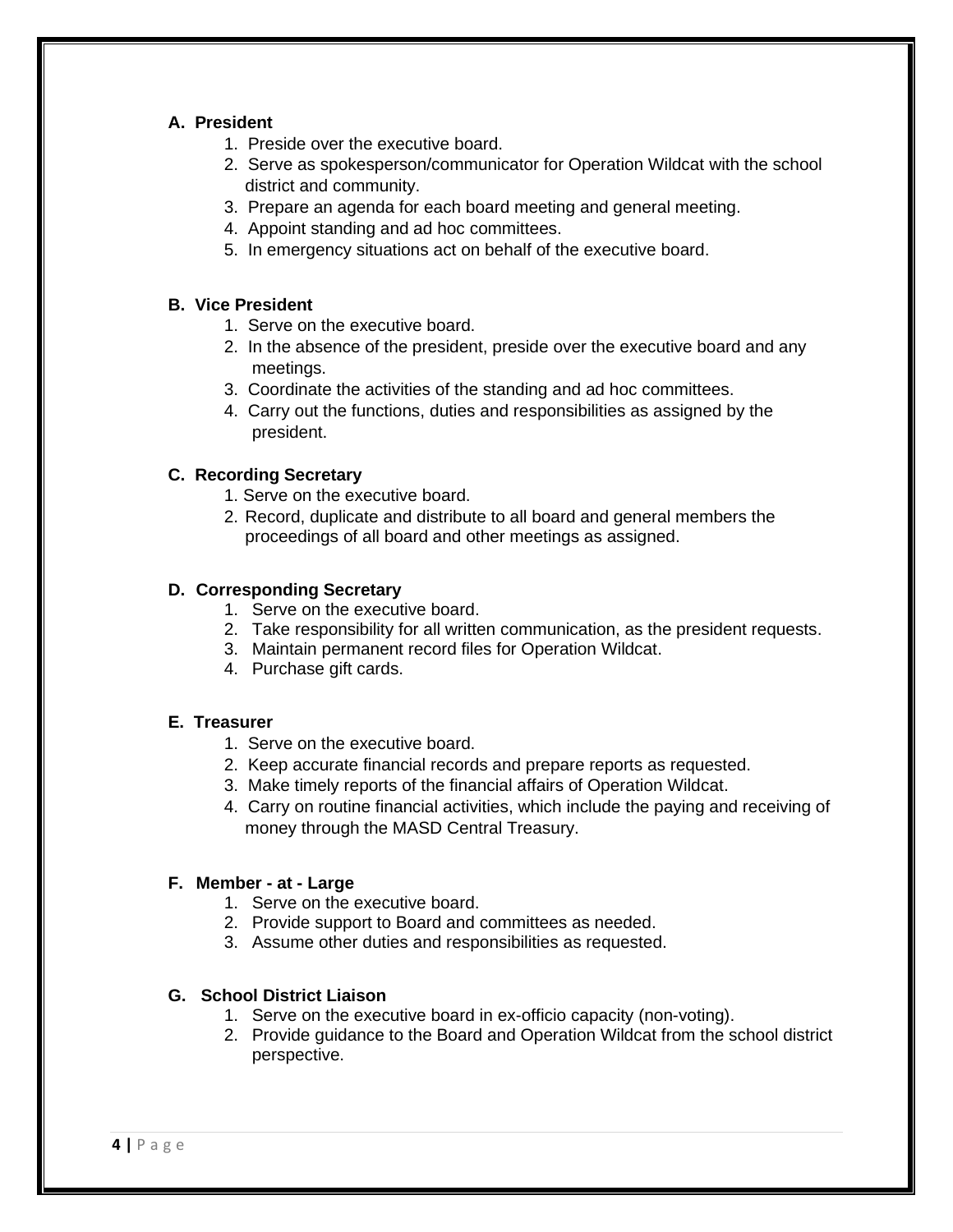**A. President**

1. Preside over the executive board.
2. Serve as spokesperson/communicator for Operation Wildcat with the school district and community.
3. Prepare an agenda for each board meeting and general meeting.
4. Appoint standing and ad hoc committees.
5. In emergency situations act on behalf of the executive board.

**B. Vice President**

1. Serve on the executive board.
2. In the absence of the president, preside over the executive board and any meetings.
3. Coordinate the activities of the standing and ad hoc committees.
4. Carry out the functions, duties and responsibilities as assigned by the president.

**C. Recording Secretary**

1. Serve on the executive board.
2. Record, duplicate and distribute to all board and general members the proceedings of all board and other meetings as assigned.

**D. Corresponding Secretary**

1. Serve on the executive board.
2. Take responsibility for all written communication, as the president requests.
3. Maintain permanent record files for Operation Wildcat.
4. Purchase gift cards.

**E. Treasurer**

1. Serve on the executive board.
2. Keep accurate financial records and prepare reports as requested.
3. Make timely reports of the financial affairs of Operation Wildcat.
4. Carry on routine financial activities, which include the paying and receiving of money through the MASD Central Treasury.

**F. Member - at - Large**

1. Serve on the executive board.
2. Provide support to Board and committees as needed.
3. Assume other duties and responsibilities as requested.

**G. School District Liaison**

1. Serve on the executive board in ex-officio capacity (non-voting).
2. Provide guidance to the Board and Operation Wildcat from the school district perspective.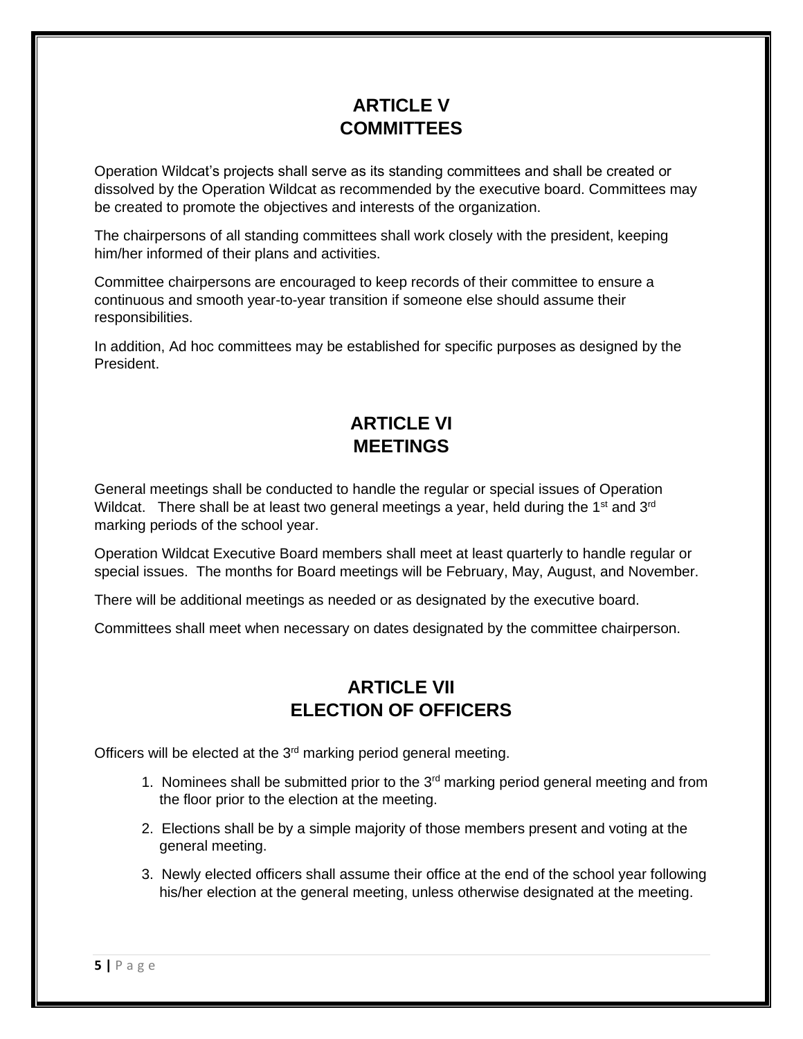# ARTICLE V
# COMMITTEES

Operation Wildcat's projects shall serve as its standing committees and shall be created or dissolved by the Operation Wildcat as recommended by the executive board. Committees may be created to promote the objectives and interests of the organization.

The chairpersons of all standing committees shall work closely with the president, keeping him/her informed of their plans and activities.

Committee chairpersons are encouraged to keep records of their committee to ensure a continuous and smooth year-to-year transition if someone else should assume their responsibilities.

In addition, Ad hoc committees may be established for specific purposes as designed by the President.

# ARTICLE VI
# MEETINGS

General meetings shall be conducted to handle the regular or special issues of Operation Wildcat. There shall be at least two general meetings a year, held during the 1st and 3rd marking periods of the school year.

Operation Wildcat Executive Board members shall meet at least quarterly to handle regular or special issues. The months for Board meetings will be February, May, August, and November.

There will be additional meetings as needed or as designated by the executive board.

Committees shall meet when necessary on dates designated by the committee chairperson.

# ARTICLE VII
# ELECTION OF OFFICERS

Officers will be elected at the 3rd marking period general meeting.

1. Nominees shall be submitted prior to the 3rd marking period general meeting and from the floor prior to the election at the meeting.
2. Elections shall be by a simple majority of those members present and voting at the general meeting.
3. Newly elected officers shall assume their office at the end of the school year following his/her election at the general meeting, unless otherwise designated at the meeting.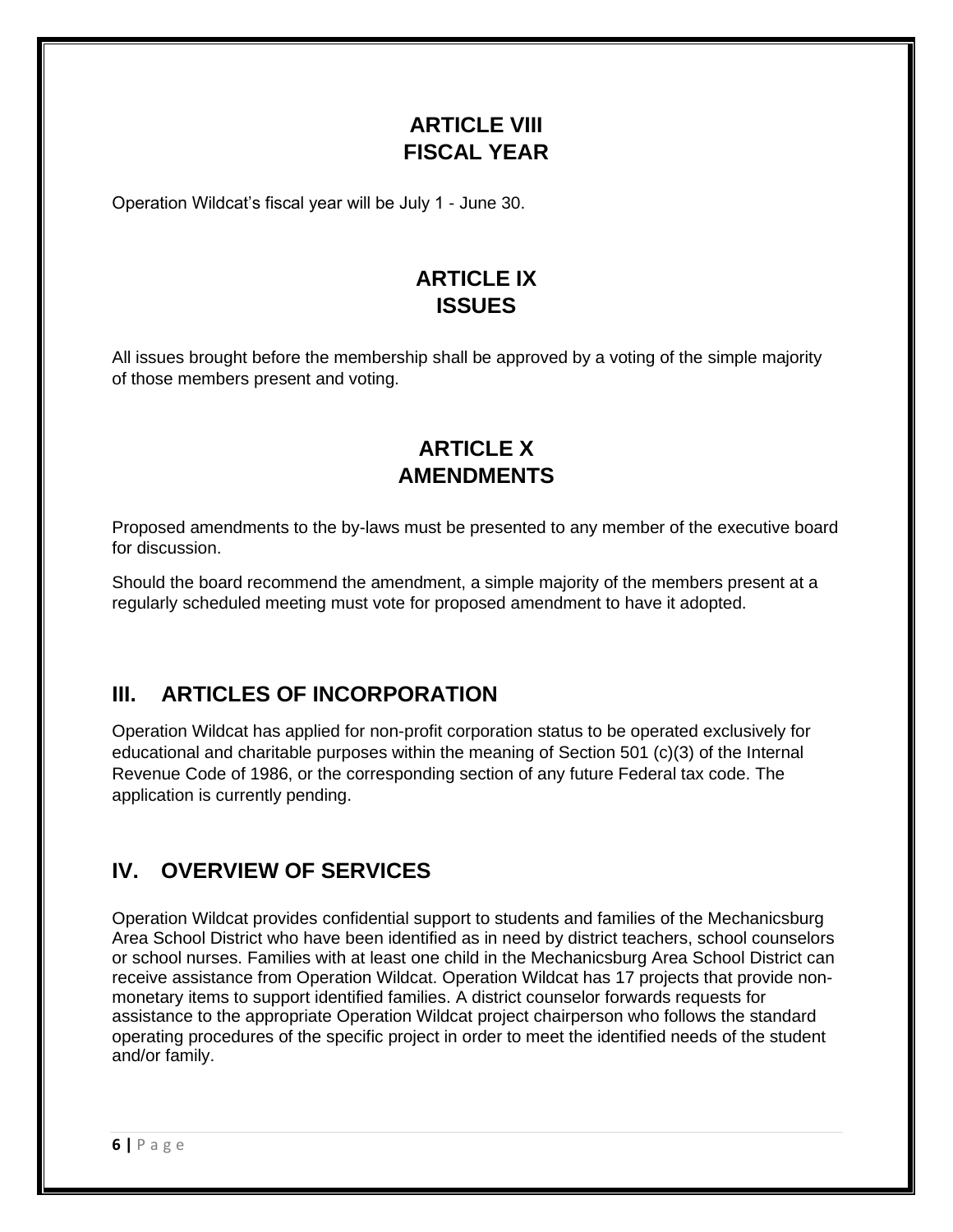## ARTICLE VIII
## FISCAL YEAR

Operation Wildcat's fiscal year will be July 1 - June 30.

## ARTICLE IX
## ISSUES

All issues brought before the membership shall be approved by a voting of the simple majority of those members present and voting.

## ARTICLE X
## AMENDMENTS

Proposed amendments to the by-laws must be presented to any member of the executive board for discussion.

Should the board recommend the amendment, a simple majority of the members present at a regularly scheduled meeting must vote for proposed amendment to have it adopted.

# III. ARTICLES OF INCORPORATION

Operation Wildcat has applied for non-profit corporation status to be operated exclusively for educational and charitable purposes within the meaning of Section 501 (c)(3) of the Internal Revenue Code of 1986, or the corresponding section of any future Federal tax code. The application is currently pending.

# IV. OVERVIEW OF SERVICES

Operation Wildcat provides confidential support to students and families of the Mechanicsburg Area School District who have been identified as in need by district teachers, school counselors or school nurses. Families with at least one child in the Mechanicsburg Area School District can receive assistance from Operation Wildcat. Operation Wildcat has 17 projects that provide non-monetary items to support identified families. A district counselor forwards requests for assistance to the appropriate Operation Wildcat project chairperson who follows the standard operating procedures of the specific project in order to meet the identified needs of the student and/or family.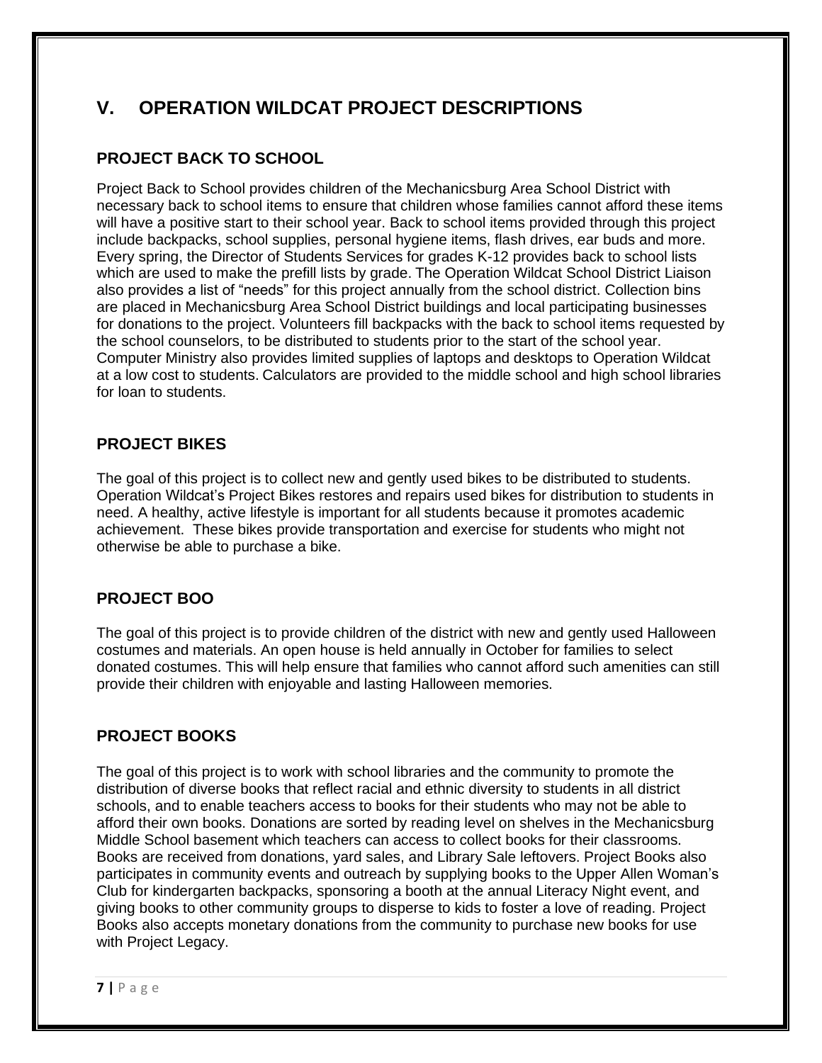## V. OPERATION WILDCAT PROJECT DESCRIPTIONS

### PROJECT BACK TO SCHOOL

Project Back to School provides children of the Mechanicsburg Area School District with necessary back to school items to ensure that children whose families cannot afford these items will have a positive start to their school year. Back to school items provided through this project include backpacks, school supplies, personal hygiene items, flash drives, ear buds and more. Every spring, the Director of Students Services for grades K-12 provides back to school lists which are used to make the prefill lists by grade. The Operation Wildcat School District Liaison also provides a list of "needs" for this project annually from the school district. Collection bins are placed in Mechanicsburg Area School District buildings and local participating businesses for donations to the project. Volunteers fill backpacks with the back to school items requested by the school counselors, to be distributed to students prior to the start of the school year. Computer Ministry also provides limited supplies of laptops and desktops to Operation Wildcat at a low cost to students. Calculators are provided to the middle school and high school libraries for loan to students.

### PROJECT BIKES

The goal of this project is to collect new and gently used bikes to be distributed to students. Operation Wildcat's Project Bikes restores and repairs used bikes for distribution to students in need. A healthy, active lifestyle is important for all students because it promotes academic achievement. These bikes provide transportation and exercise for students who might not otherwise be able to purchase a bike.

### PROJECT BOO

The goal of this project is to provide children of the district with new and gently used Halloween costumes and materials. An open house is held annually in October for families to select donated costumes. This will help ensure that families who cannot afford such amenities can still provide their children with enjoyable and lasting Halloween memories.

### PROJECT BOOKS

The goal of this project is to work with school libraries and the community to promote the distribution of diverse books that reflect racial and ethnic diversity to students in all district schools, and to enable teachers access to books for their students who may not be able to afford their own books. Donations are sorted by reading level on shelves in the Mechanicsburg Middle School basement which teachers can access to collect books for their classrooms. Books are received from donations, yard sales, and Library Sale leftovers. Project Books also participates in community events and outreach by supplying books to the Upper Allen Woman's Club for kindergarten backpacks, sponsoring a booth at the annual Literacy Night event, and giving books to other community groups to disperse to kids to foster a love of reading. Project Books also accepts monetary donations from the community to purchase new books for use with Project Legacy.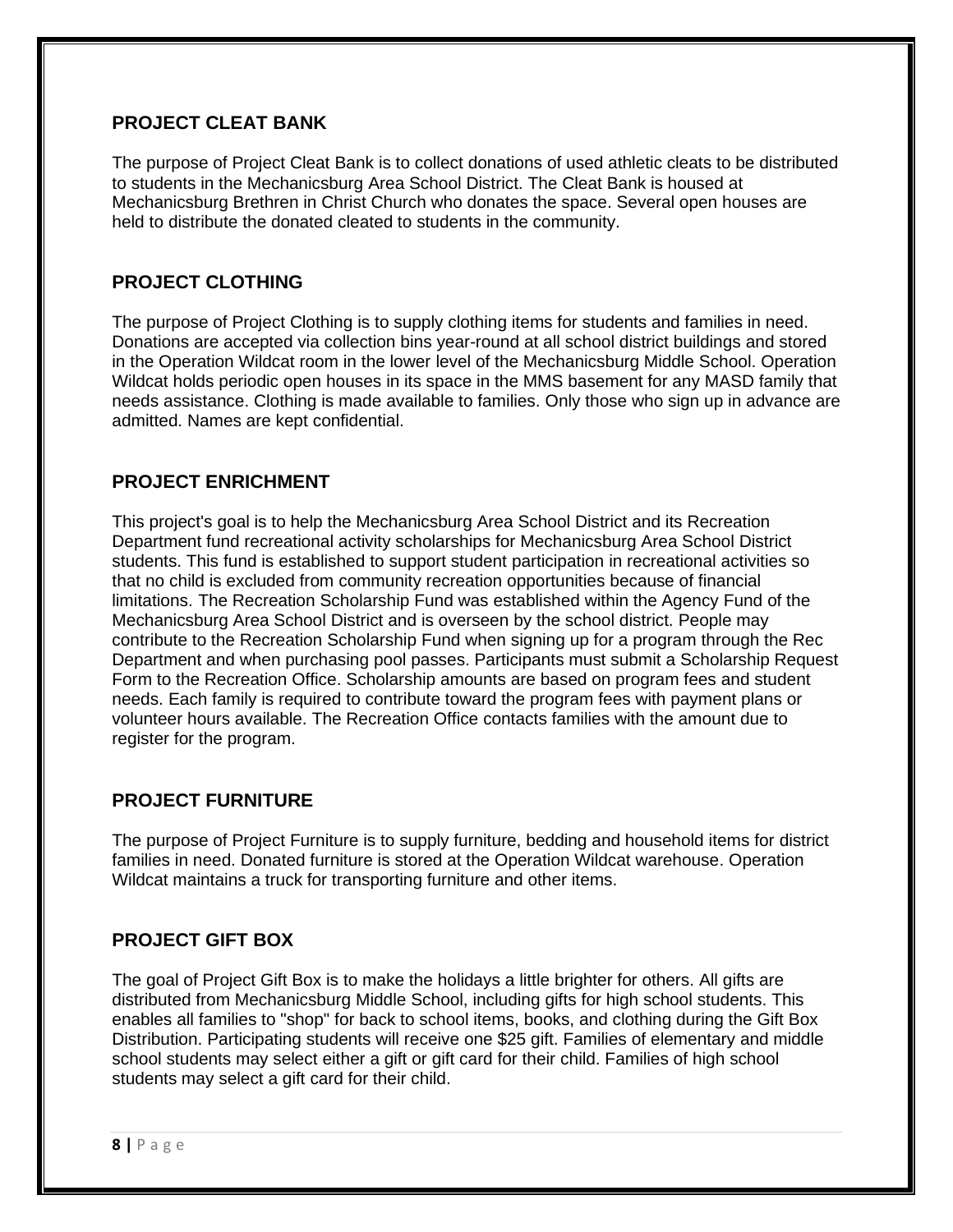## PROJECT CLEAT BANK

The purpose of Project Cleat Bank is to collect donations of used athletic cleats to be distributed to students in the Mechanicsburg Area School District. The Cleat Bank is housed at Mechanicsburg Brethren in Christ Church who donates the space. Several open houses are held to distribute the donated cleated to students in the community.

## PROJECT CLOTHING

The purpose of Project Clothing is to supply clothing items for students and families in need. Donations are accepted via collection bins year-round at all school district buildings and stored in the Operation Wildcat room in the lower level of the Mechanicsburg Middle School. Operation Wildcat holds periodic open houses in its space in the MMS basement for any MASD family that needs assistance. Clothing is made available to families. Only those who sign up in advance are admitted. Names are kept confidential.

## PROJECT ENRICHMENT

This project's goal is to help the Mechanicsburg Area School District and its Recreation Department fund recreational activity scholarships for Mechanicsburg Area School District students. This fund is established to support student participation in recreational activities so that no child is excluded from community recreation opportunities because of financial limitations. The Recreation Scholarship Fund was established within the Agency Fund of the Mechanicsburg Area School District and is overseen by the school district. People may contribute to the Recreation Scholarship Fund when signing up for a program through the Rec Department and when purchasing pool passes. Participants must submit a Scholarship Request Form to the Recreation Office. Scholarship amounts are based on program fees and student needs. Each family is required to contribute toward the program fees with payment plans or volunteer hours available. The Recreation Office contacts families with the amount due to register for the program.

## PROJECT FURNITURE

The purpose of Project Furniture is to supply furniture, bedding and household items for district families in need. Donated furniture is stored at the Operation Wildcat warehouse. Operation Wildcat maintains a truck for transporting furniture and other items.

## PROJECT GIFT BOX

The goal of Project Gift Box is to make the holidays a little brighter for others. All gifts are distributed from Mechanicsburg Middle School, including gifts for high school students. This enables all families to "shop" for back to school items, books, and clothing during the Gift Box Distribution. Participating students will receive one $25 gift. Families of elementary and middle school students may select either a gift or gift card for their child. Families of high school students may select a gift card for their child.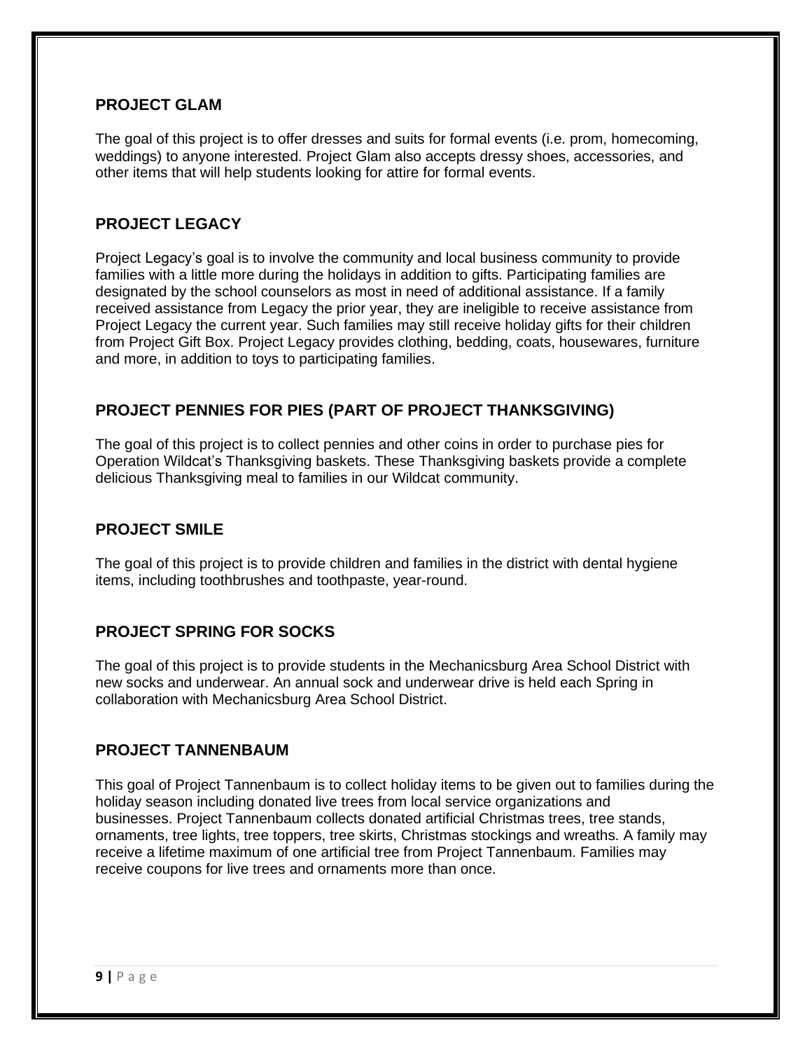## PROJECT GLAM

The goal of this project is to offer dresses and suits for formal events (i.e. prom, homecoming, weddings) to anyone interested. Project Glam also accepts dressy shoes, accessories, and other items that will help students looking for attire for formal events.

## PROJECT LEGACY

Project Legacy's goal is to involve the community and local business community to provide families with a little more during the holidays in addition to gifts. Participating families are designated by the school counselors as most in need of additional assistance. If a family received assistance from Legacy the prior year, they are ineligible to receive assistance from Project Legacy the current year. Such families may still receive holiday gifts for their children from Project Gift Box. Project Legacy provides clothing, bedding, coats, housewares, furniture and more, in addition to toys to participating families.

## PROJECT PENNIES FOR PIES (PART OF PROJECT THANKSGIVING)

The goal of this project is to collect pennies and other coins in order to purchase pies for Operation Wildcat's Thanksgiving baskets. These Thanksgiving baskets provide a complete delicious Thanksgiving meal to families in our Wildcat community.

## PROJECT SMILE

The goal of this project is to provide children and families in the district with dental hygiene items, including toothbrushes and toothpaste, year-round.

## PROJECT SPRING FOR SOCKS

The goal of this project is to provide students in the Mechanicsburg Area School District with new socks and underwear. An annual sock and underwear drive is held each Spring in collaboration with Mechanicsburg Area School District.

## PROJECT TANNENBAUM

This goal of Project Tannenbaum is to collect holiday items to be given out to families during the holiday season including donated live trees from local service organizations and businesses. Project Tannenbaum collects donated artificial Christmas trees, tree stands, ornaments, tree lights, tree toppers, tree skirts, Christmas stockings and wreaths. A family may receive a lifetime maximum of one artificial tree from Project Tannenbaum. Families may receive coupons for live trees and ornaments more than once.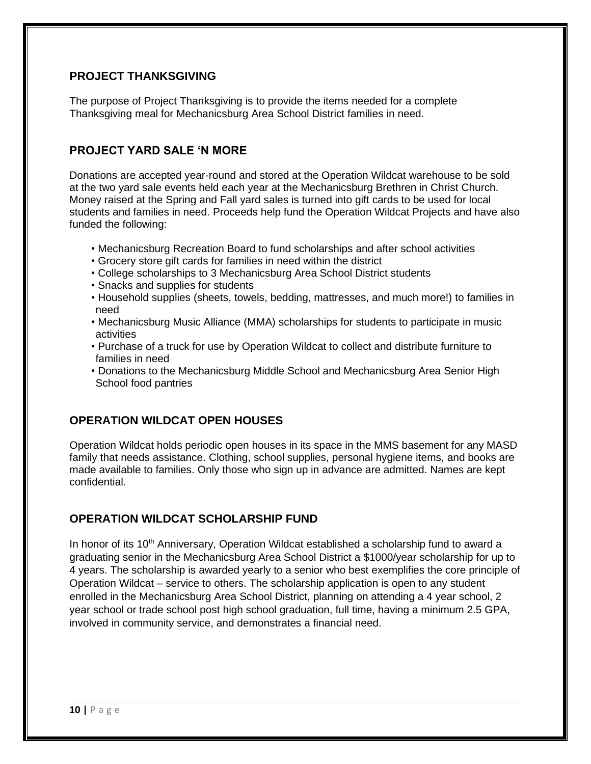## PROJECT THANKSGIVING

The purpose of Project Thanksgiving is to provide the items needed for a complete Thanksgiving meal for Mechanicsburg Area School District families in need.

## PROJECT YARD SALE 'N MORE

Donations are accepted year-round and stored at the Operation Wildcat warehouse to be sold at the two yard sale events held each year at the Mechanicsburg Brethren in Christ Church. Money raised at the Spring and Fall yard sales is turned into gift cards to be used for local students and families in need. Proceeds help fund the Operation Wildcat Projects and have also funded the following:

- Mechanicsburg Recreation Board to fund scholarships and after school activities
- Grocery store gift cards for families in need within the district
- College scholarships to 3 Mechanicsburg Area School District students
- Snacks and supplies for students
- Household supplies (sheets, towels, bedding, mattresses, and much more!) to families in need
- Mechanicsburg Music Alliance (MMA) scholarships for students to participate in music activities
- Purchase of a truck for use by Operation Wildcat to collect and distribute furniture to families in need
- Donations to the Mechanicsburg Middle School and Mechanicsburg Area Senior High School food pantries

## OPERATION WILDCAT OPEN HOUSES

Operation Wildcat holds periodic open houses in its space in the MMS basement for any MASD family that needs assistance. Clothing, school supplies, personal hygiene items, and books are made available to families. Only those who sign up in advance are admitted. Names are kept confidential.

## OPERATION WILDCAT SCHOLARSHIP FUND

In honor of its 10th Anniversary, Operation Wildcat established a scholarship fund to award a graduating senior in the Mechanicsburg Area School District a $1000/year scholarship for up to 4 years. The scholarship is awarded yearly to a senior who best exemplifies the core principle of Operation Wildcat – service to others. The scholarship application is open to any student enrolled in the Mechanicsburg Area School District, planning on attending a 4 year school, 2 year school or trade school post high school graduation, full time, having a minimum 2.5 GPA, involved in community service, and demonstrates a financial need.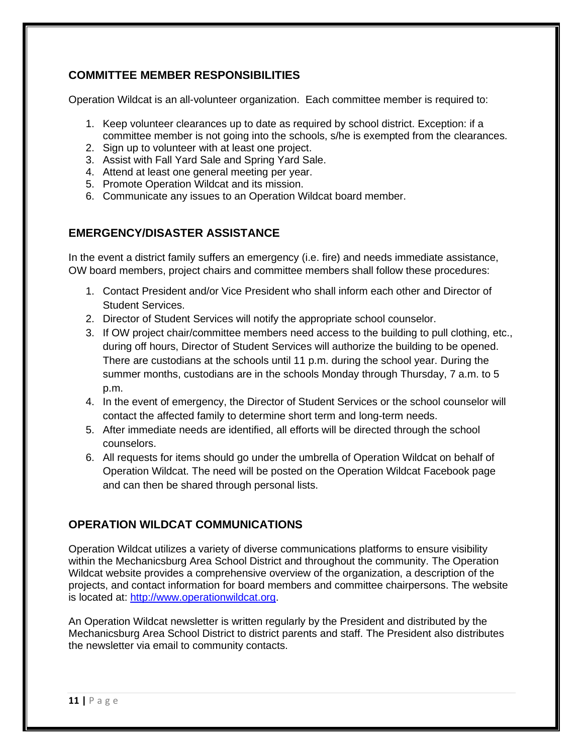## COMMITTEE MEMBER RESPONSIBILITIES

Operation Wildcat is an all-volunteer organization. Each committee member is required to:

1. Keep volunteer clearances up to date as required by school district. Exception: if a committee member is not going into the schools, s/he is exempted from the clearances.
2. Sign up to volunteer with at least one project.
3. Assist with Fall Yard Sale and Spring Yard Sale.
4. Attend at least one general meeting per year.
5. Promote Operation Wildcat and its mission.
6. Communicate any issues to an Operation Wildcat board member.

## EMERGENCY/DISASTER ASSISTANCE

In the event a district family suffers an emergency (i.e. fire) and needs immediate assistance, OW board members, project chairs and committee members shall follow these procedures:

1. Contact President and/or Vice President who shall inform each other and Director of Student Services.
2. Director of Student Services will notify the appropriate school counselor.
3. If OW project chair/committee members need access to the building to pull clothing, etc., during off hours, Director of Student Services will authorize the building to be opened. There are custodians at the schools until 11 p.m. during the school year. During the summer months, custodians are in the schools Monday through Thursday, 7 a.m. to 5 p.m.
4. In the event of emergency, the Director of Student Services or the school counselor will contact the affected family to determine short term and long-term needs.
5. After immediate needs are identified, all efforts will be directed through the school counselors.
6. All requests for items should go under the umbrella of Operation Wildcat on behalf of Operation Wildcat. The need will be posted on the Operation Wildcat Facebook page and can then be shared through personal lists.

## OPERATION WILDCAT COMMUNICATIONS

Operation Wildcat utilizes a variety of diverse communications platforms to ensure visibility within the Mechanicsburg Area School District and throughout the community. The Operation Wildcat website provides a comprehensive overview of the organization, a description of the projects, and contact information for board members and committee chairpersons. The website is located at: [http://www.operationwildcat.org](http://www.operationwildcat.org).

An Operation Wildcat newsletter is written regularly by the President and distributed by the Mechanicsburg Area School District to district parents and staff. The President also distributes the newsletter via email to community contacts.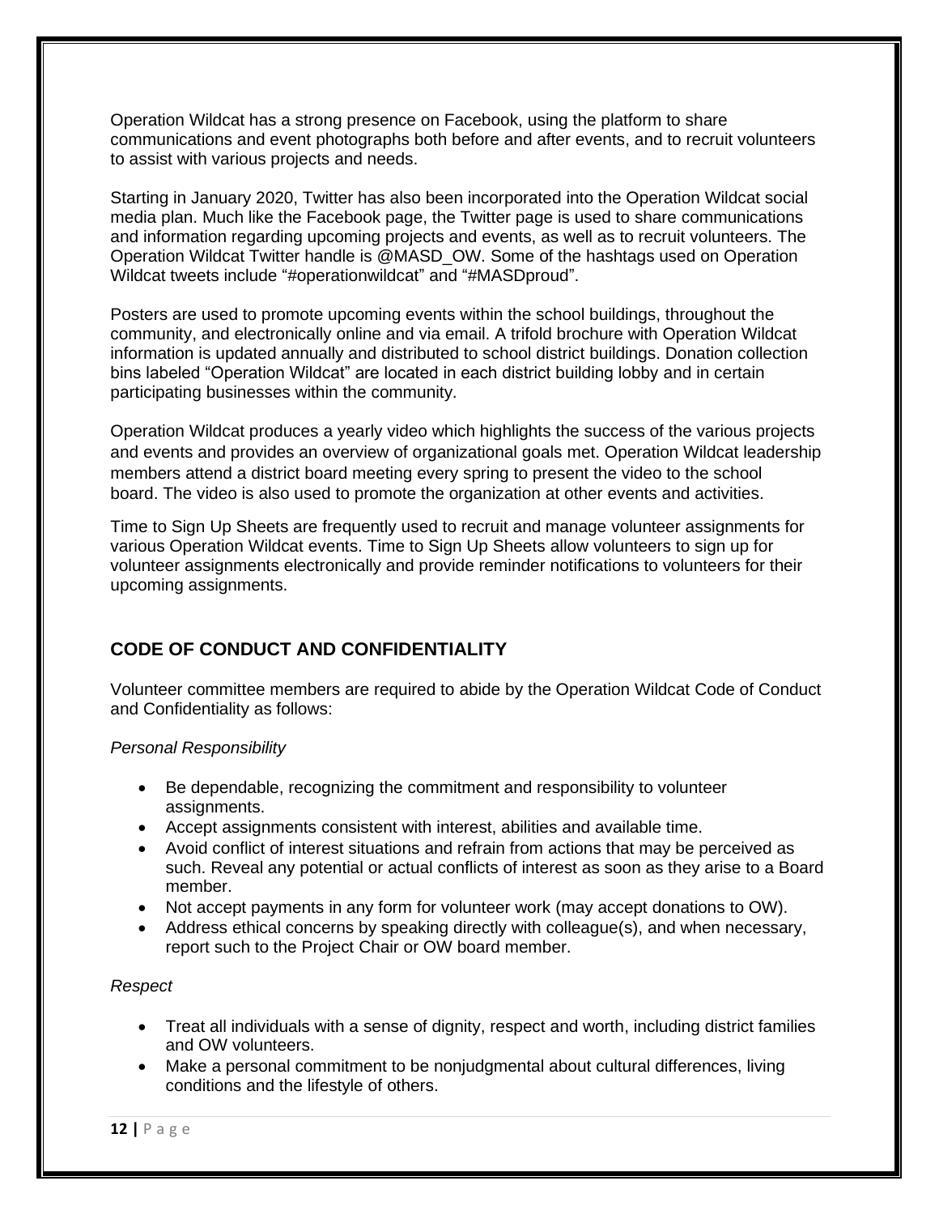Operation Wildcat has a strong presence on Facebook, using the platform to share communications and event photographs both before and after events, and to recruit volunteers to assist with various projects and needs.

Starting in January 2020, Twitter has also been incorporated into the Operation Wildcat social media plan. Much like the Facebook page, the Twitter page is used to share communications and information regarding upcoming projects and events, as well as to recruit volunteers. The Operation Wildcat Twitter handle is @MASD_OW. Some of the hashtags used on Operation Wildcat tweets include "#operationwildcat" and "#MASDproud".

Posters are used to promote upcoming events within the school buildings, throughout the community, and electronically online and via email. A trifold brochure with Operation Wildcat information is updated annually and distributed to school district buildings. Donation collection bins labeled "Operation Wildcat" are located in each district building lobby and in certain participating businesses within the community.

Operation Wildcat produces a yearly video which highlights the success of the various projects and events and provides an overview of organizational goals met. Operation Wildcat leadership members attend a district board meeting every spring to present the video to the school board. The video is also used to promote the organization at other events and activities.

Time to Sign Up Sheets are frequently used to recruit and manage volunteer assignments for various Operation Wildcat events. Time to Sign Up Sheets allow volunteers to sign up for volunteer assignments electronically and provide reminder notifications to volunteers for their upcoming assignments.

## CODE OF CONDUCT AND CONFIDENTIALITY

Volunteer committee members are required to abide by the Operation Wildcat Code of Conduct and Confidentiality as follows:

*Personal Responsibility*

- Be dependable, recognizing the commitment and responsibility to volunteer assignments.
- Accept assignments consistent with interest, abilities and available time.
- Avoid conflict of interest situations and refrain from actions that may be perceived as such. Reveal any potential or actual conflicts of interest as soon as they arise to a Board member.
- Not accept payments in any form for volunteer work (may accept donations to OW).
- Address ethical concerns by speaking directly with colleague(s), and when necessary, report such to the Project Chair or OW board member.

*Respect*

- Treat all individuals with a sense of dignity, respect and worth, including district families and OW volunteers.
- Make a personal commitment to be nonjudgmental about cultural differences, living conditions and the lifestyle of others.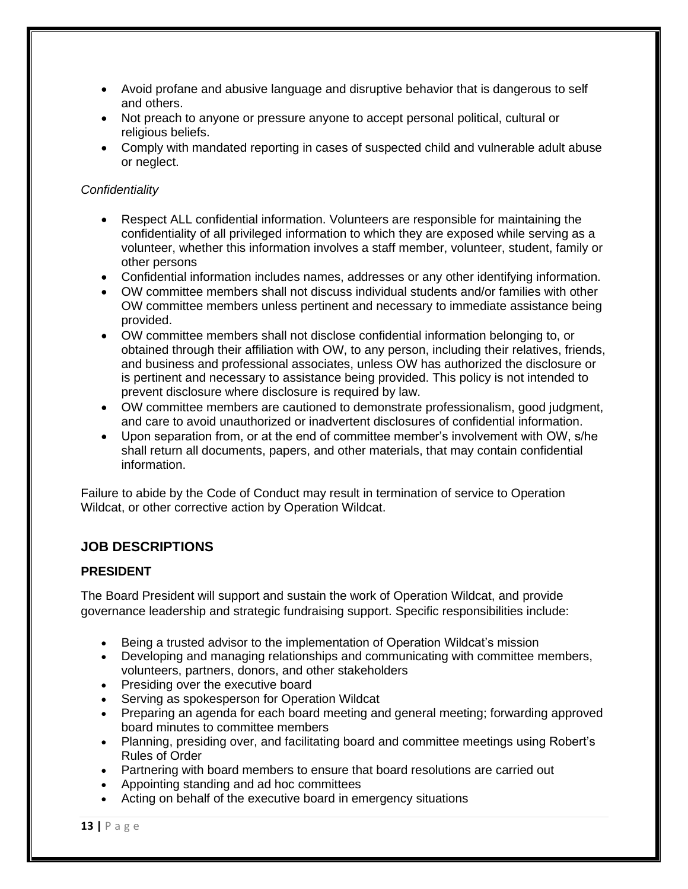- Avoid profane and abusive language and disruptive behavior that is dangerous to self and others.
- Not preach to anyone or pressure anyone to accept personal political, cultural or religious beliefs.
- Comply with mandated reporting in cases of suspected child and vulnerable adult abuse or neglect.

*Confidentiality*

- Respect ALL confidential information. Volunteers are responsible for maintaining the confidentiality of all privileged information to which they are exposed while serving as a volunteer, whether this information involves a staff member, volunteer, student, family or other persons
- Confidential information includes names, addresses or any other identifying information.
- OW committee members shall not discuss individual students and/or families with other OW committee members unless pertinent and necessary to immediate assistance being provided.
- OW committee members shall not disclose confidential information belonging to, or obtained through their affiliation with OW, to any person, including their relatives, friends, and business and professional associates, unless OW has authorized the disclosure or is pertinent and necessary to assistance being provided. This policy is not intended to prevent disclosure where disclosure is required by law.
- OW committee members are cautioned to demonstrate professionalism, good judgment, and care to avoid unauthorized or inadvertent disclosures of confidential information.
- Upon separation from, or at the end of committee member's involvement with OW, s/he shall return all documents, papers, and other materials, that may contain confidential information.

Failure to abide by the Code of Conduct may result in termination of service to Operation Wildcat, or other corrective action by Operation Wildcat.

## JOB DESCRIPTIONS

### PRESIDENT

The Board President will support and sustain the work of Operation Wildcat, and provide governance leadership and strategic fundraising support. Specific responsibilities include:

- Being a trusted advisor to the implementation of Operation Wildcat's mission
- Developing and managing relationships and communicating with committee members, volunteers, partners, donors, and other stakeholders
- Presiding over the executive board
- Serving as spokesperson for Operation Wildcat
- Preparing an agenda for each board meeting and general meeting; forwarding approved board minutes to committee members
- Planning, presiding over, and facilitating board and committee meetings using Robert's Rules of Order
- Partnering with board members to ensure that board resolutions are carried out
- Appointing standing and ad hoc committees
- Acting on behalf of the executive board in emergency situations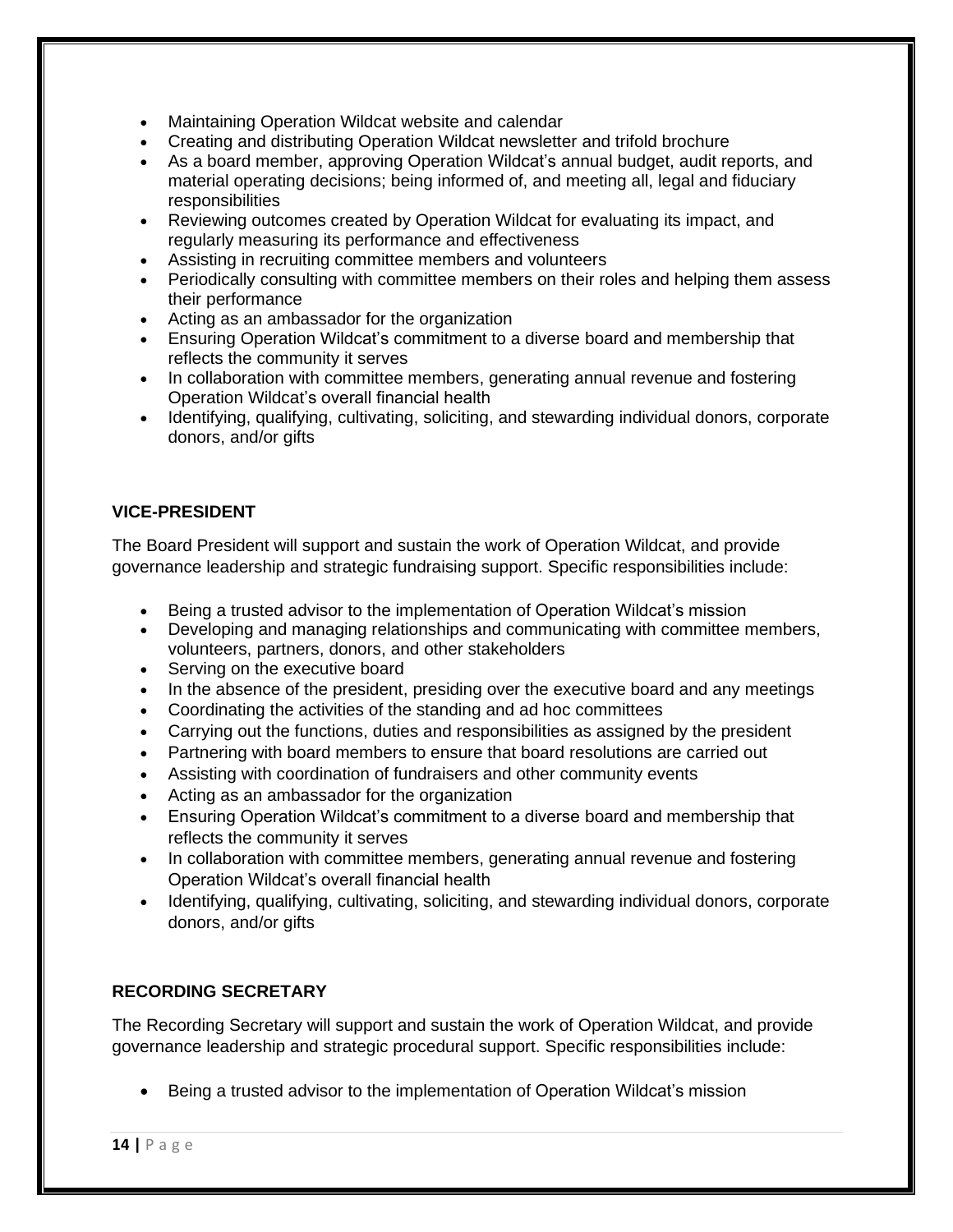- Maintaining Operation Wildcat website and calendar
- Creating and distributing Operation Wildcat newsletter and trifold brochure
- As a board member, approving Operation Wildcat's annual budget, audit reports, and material operating decisions; being informed of, and meeting all, legal and fiduciary responsibilities
- Reviewing outcomes created by Operation Wildcat for evaluating its impact, and regularly measuring its performance and effectiveness
- Assisting in recruiting committee members and volunteers
- Periodically consulting with committee members on their roles and helping them assess their performance
- Acting as an ambassador for the organization
- Ensuring Operation Wildcat's commitment to a diverse board and membership that reflects the community it serves
- In collaboration with committee members, generating annual revenue and fostering Operation Wildcat's overall financial health
- Identifying, qualifying, cultivating, soliciting, and stewarding individual donors, corporate donors, and/or gifts

**VICE-PRESIDENT**

The Board President will support and sustain the work of Operation Wildcat, and provide governance leadership and strategic fundraising support. Specific responsibilities include:

- Being a trusted advisor to the implementation of Operation Wildcat's mission
- Developing and managing relationships and communicating with committee members, volunteers, partners, donors, and other stakeholders
- Serving on the executive board
- In the absence of the president, presiding over the executive board and any meetings
- Coordinating the activities of the standing and ad hoc committees
- Carrying out the functions, duties and responsibilities as assigned by the president
- Partnering with board members to ensure that board resolutions are carried out
- Assisting with coordination of fundraisers and other community events
- Acting as an ambassador for the organization
- Ensuring Operation Wildcat's commitment to a diverse board and membership that reflects the community it serves
- In collaboration with committee members, generating annual revenue and fostering Operation Wildcat's overall financial health
- Identifying, qualifying, cultivating, soliciting, and stewarding individual donors, corporate donors, and/or gifts

**RECORDING SECRETARY**

The Recording Secretary will support and sustain the work of Operation Wildcat, and provide governance leadership and strategic procedural support. Specific responsibilities include:

- Being a trusted advisor to the implementation of Operation Wildcat's mission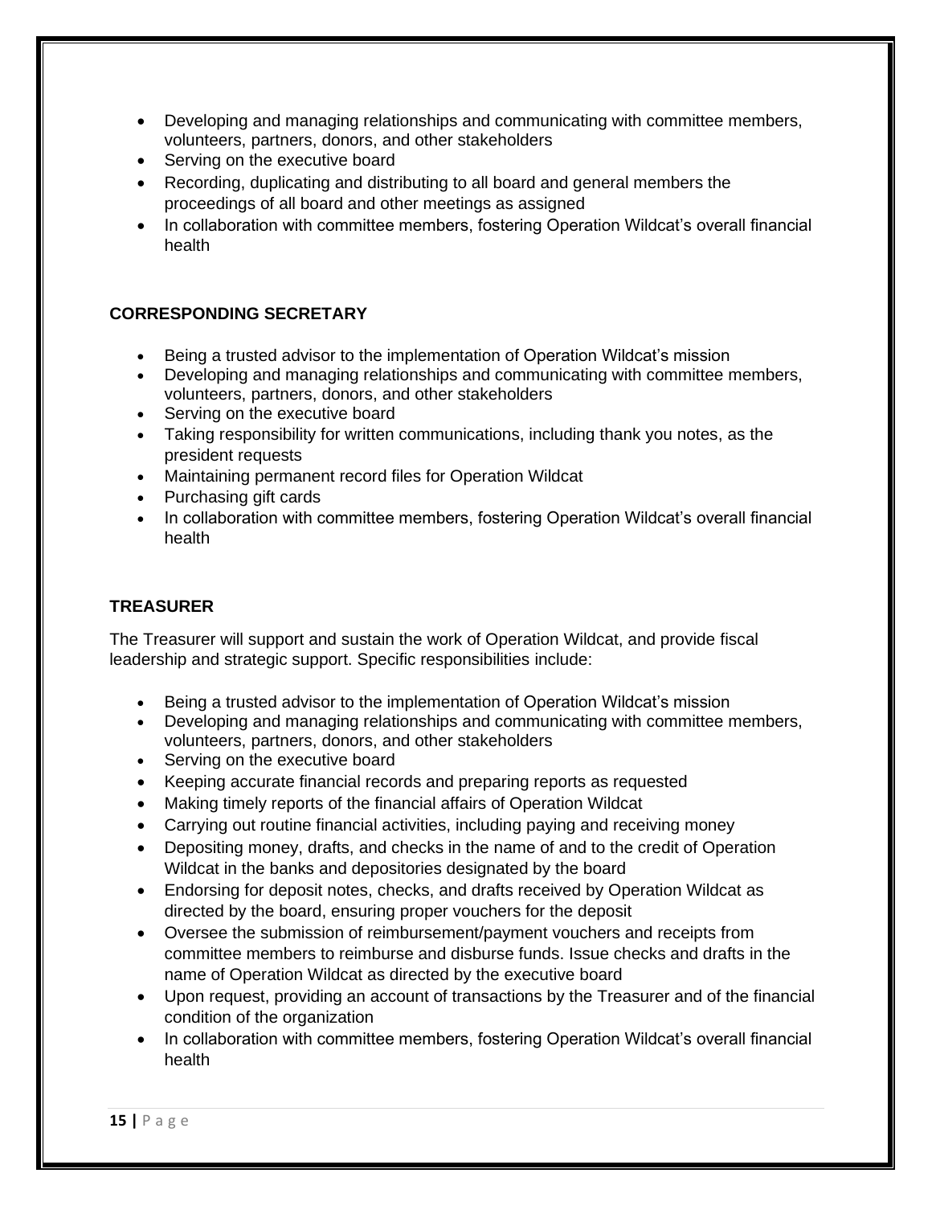- Developing and managing relationships and communicating with committee members, volunteers, partners, donors, and other stakeholders
- Serving on the executive board
- Recording, duplicating and distributing to all board and general members the proceedings of all board and other meetings as assigned
- In collaboration with committee members, fostering Operation Wildcat's overall financial health

### CORRESPONDING SECRETARY

- Being a trusted advisor to the implementation of Operation Wildcat's mission
- Developing and managing relationships and communicating with committee members, volunteers, partners, donors, and other stakeholders
- Serving on the executive board
- Taking responsibility for written communications, including thank you notes, as the president requests
- Maintaining permanent record files for Operation Wildcat
- Purchasing gift cards
- In collaboration with committee members, fostering Operation Wildcat's overall financial health

### TREASURER

The Treasurer will support and sustain the work of Operation Wildcat, and provide fiscal leadership and strategic support. Specific responsibilities include:

- Being a trusted advisor to the implementation of Operation Wildcat's mission
- Developing and managing relationships and communicating with committee members, volunteers, partners, donors, and other stakeholders
- Serving on the executive board
- Keeping accurate financial records and preparing reports as requested
- Making timely reports of the financial affairs of Operation Wildcat
- Carrying out routine financial activities, including paying and receiving money
- Depositing money, drafts, and checks in the name of and to the credit of Operation Wildcat in the banks and depositories designated by the board
- Endorsing for deposit notes, checks, and drafts received by Operation Wildcat as directed by the board, ensuring proper vouchers for the deposit
- Oversee the submission of reimbursement/payment vouchers and receipts from committee members to reimburse and disburse funds. Issue checks and drafts in the name of Operation Wildcat as directed by the executive board
- Upon request, providing an account of transactions by the Treasurer and of the financial condition of the organization
- In collaboration with committee members, fostering Operation Wildcat's overall financial health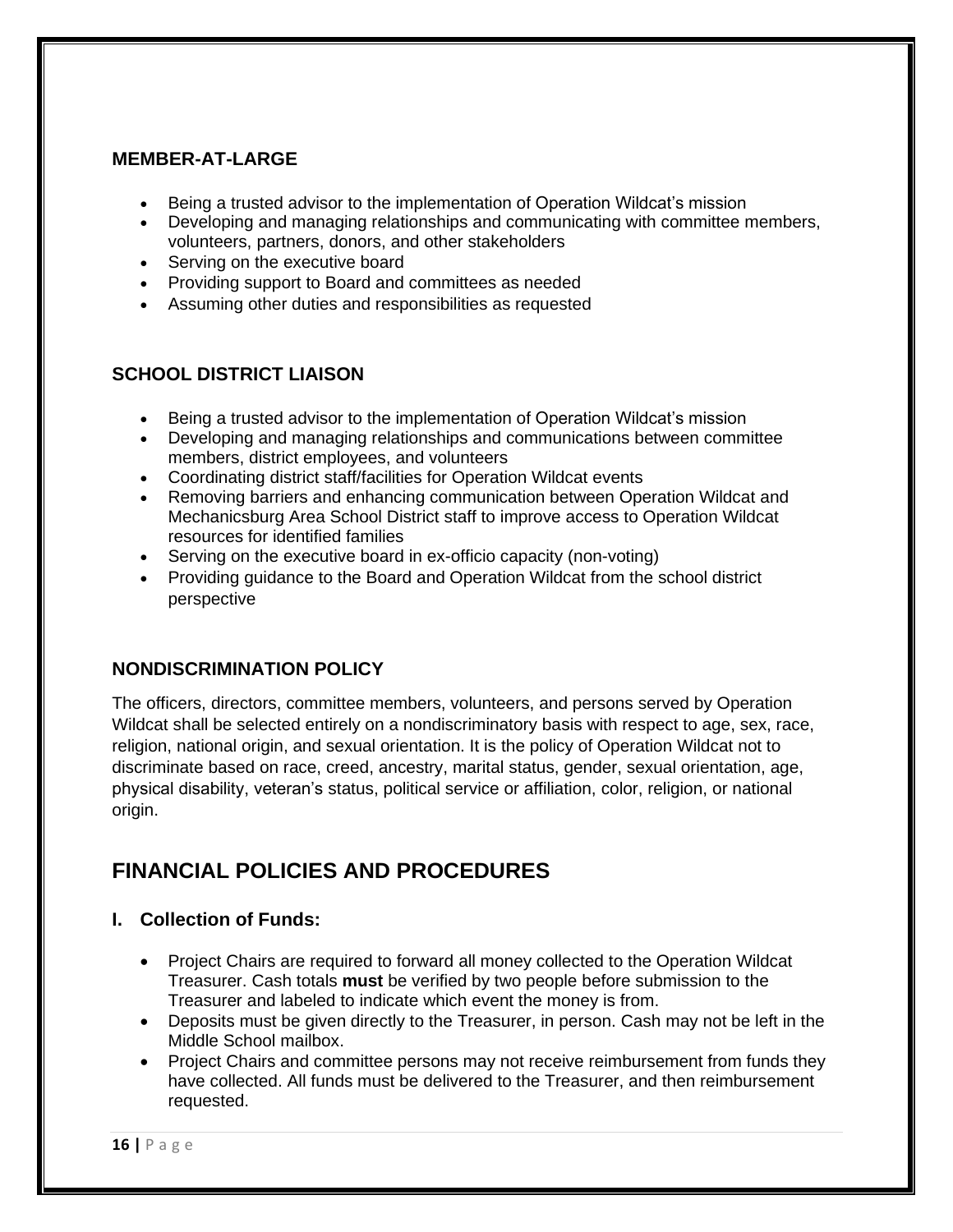### MEMBER-AT-LARGE

- Being a trusted advisor to the implementation of Operation Wildcat's mission
- Developing and managing relationships and communicating with committee members, volunteers, partners, donors, and other stakeholders
- Serving on the executive board
- Providing support to Board and committees as needed
- Assuming other duties and responsibilities as requested

### SCHOOL DISTRICT LIAISON

- Being a trusted advisor to the implementation of Operation Wildcat's mission
- Developing and managing relationships and communications between committee members, district employees, and volunteers
- Coordinating district staff/facilities for Operation Wildcat events
- Removing barriers and enhancing communication between Operation Wildcat and Mechanicsburg Area School District staff to improve access to Operation Wildcat resources for identified families
- Serving on the executive board in ex-officio capacity (non-voting)
- Providing guidance to the Board and Operation Wildcat from the school district perspective

### NONDISCRIMINATION POLICY

The officers, directors, committee members, volunteers, and persons served by Operation Wildcat shall be selected entirely on a nondiscriminatory basis with respect to age, sex, race, religion, national origin, and sexual orientation. It is the policy of Operation Wildcat not to discriminate based on race, creed, ancestry, marital status, gender, sexual orientation, age, physical disability, veteran's status, political service or affiliation, color, religion, or national origin.

## FINANCIAL POLICIES AND PROCEDURES

### I. Collection of Funds:

- Project Chairs are required to forward all money collected to the Operation Wildcat Treasurer. Cash totals **must** be verified by two people before submission to the Treasurer and labeled to indicate which event the money is from.
- Deposits must be given directly to the Treasurer, in person. Cash may not be left in the Middle School mailbox.
- Project Chairs and committee persons may not receive reimbursement from funds they have collected. All funds must be delivered to the Treasurer, and then reimbursement requested.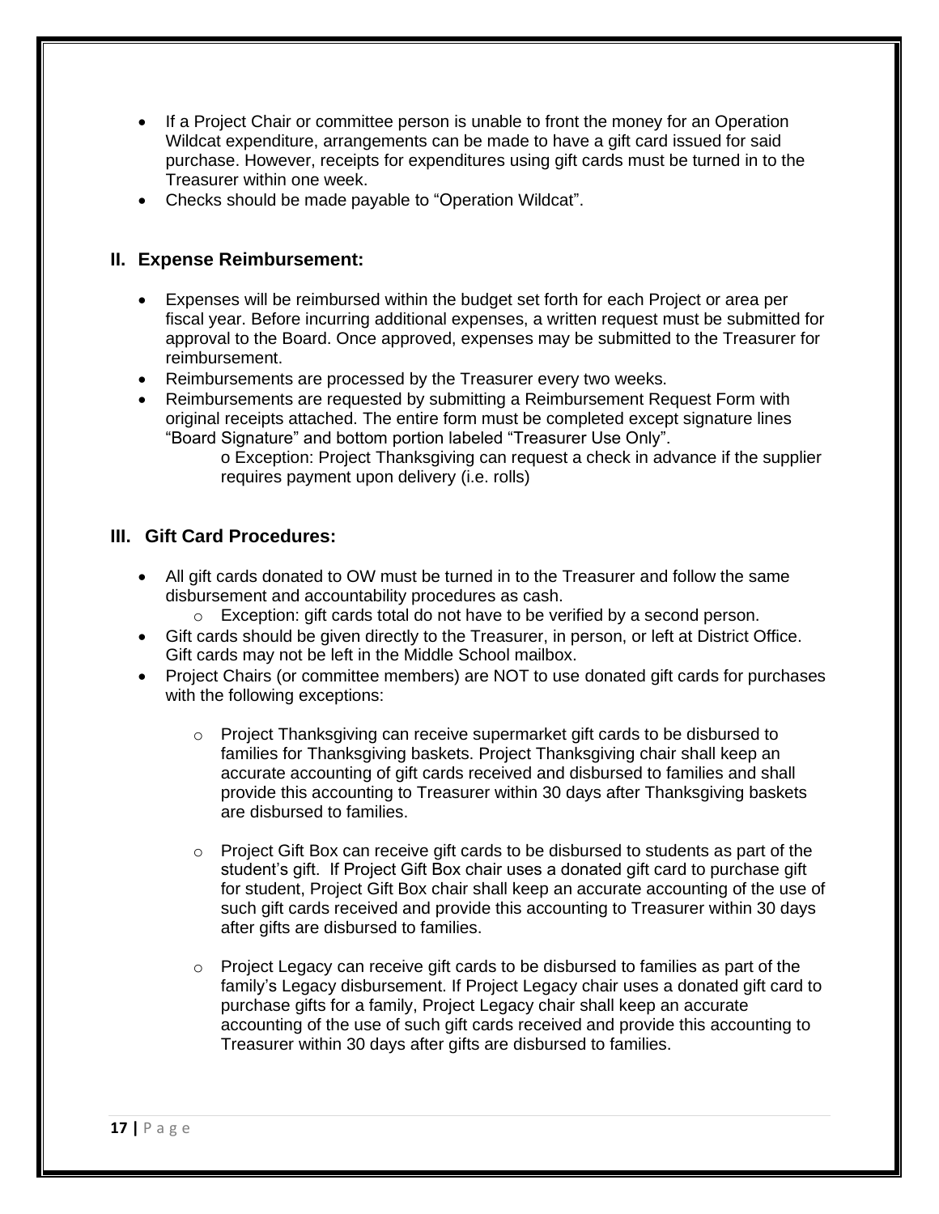- If a Project Chair or committee person is unable to front the money for an Operation Wildcat expenditure, arrangements can be made to have a gift card issued for said purchase. However, receipts for expenditures using gift cards must be turned in to the Treasurer within one week.
- Checks should be made payable to "Operation Wildcat".

## II. Expense Reimbursement:

- Expenses will be reimbursed within the budget set forth for each Project or area per fiscal year. Before incurring additional expenses, a written request must be submitted for approval to the Board. Once approved, expenses may be submitted to the Treasurer for reimbursement.
- Reimbursements are processed by the Treasurer every two weeks.
- Reimbursements are requested by submitting a Reimbursement Request Form with original receipts attached. The entire form must be completed except signature lines "Board Signature" and bottom portion labeled "Treasurer Use Only".
    - Exception: Project Thanksgiving can request a check in advance if the supplier requires payment upon delivery (i.e. rolls)

## III. Gift Card Procedures:

- All gift cards donated to OW must be turned in to the Treasurer and follow the same disbursement and accountability procedures as cash.
    - Exception: gift cards total do not have to be verified by a second person.
- Gift cards should be given directly to the Treasurer, in person, or left at District Office. Gift cards may not be left in the Middle School mailbox.
- Project Chairs (or committee members) are NOT to use donated gift cards for purchases with the following exceptions:
    - Project Thanksgiving can receive supermarket gift cards to be disbursed to families for Thanksgiving baskets. Project Thanksgiving chair shall keep an accurate accounting of gift cards received and disbursed to families and shall provide this accounting to Treasurer within 30 days after Thanksgiving baskets are disbursed to families.
    - Project Gift Box can receive gift cards to be disbursed to students as part of the student's gift. If Project Gift Box chair uses a donated gift card to purchase gift for student, Project Gift Box chair shall keep an accurate accounting of the use of such gift cards received and provide this accounting to Treasurer within 30 days after gifts are disbursed to families.
    - Project Legacy can receive gift cards to be disbursed to families as part of the family's Legacy disbursement. If Project Legacy chair uses a donated gift card to purchase gifts for a family, Project Legacy chair shall keep an accurate accounting of the use of such gift cards received and provide this accounting to Treasurer within 30 days after gifts are disbursed to families.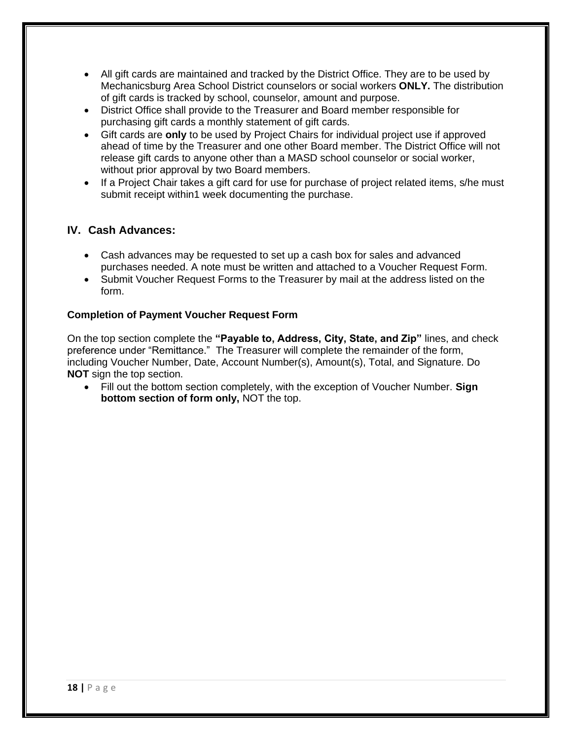- All gift cards are maintained and tracked by the District Office. They are to be used by Mechanicsburg Area School District counselors or social workers **ONLY.** The distribution of gift cards is tracked by school, counselor, amount and purpose.
- District Office shall provide to the Treasurer and Board member responsible for purchasing gift cards a monthly statement of gift cards.
- Gift cards are **only** to be used by Project Chairs for individual project use if approved ahead of time by the Treasurer and one other Board member. The District Office will not release gift cards to anyone other than a MASD school counselor or social worker, without prior approval by two Board members.
- If a Project Chair takes a gift card for use for purchase of project related items, s/he must submit receipt within1 week documenting the purchase.

## IV. Cash Advances:

- Cash advances may be requested to set up a cash box for sales and advanced purchases needed. A note must be written and attached to a Voucher Request Form.
- Submit Voucher Request Forms to the Treasurer by mail at the address listed on the form.

### Completion of Payment Voucher Request Form

On the top section complete the **"Payable to, Address, City, State, and Zip"** lines, and check preference under "Remittance." The Treasurer will complete the remainder of the form, including Voucher Number, Date, Account Number(s), Amount(s), Total, and Signature. Do **NOT** sign the top section.

- Fill out the bottom section completely, with the exception of Voucher Number. **Sign bottom section of form only,** NOT the top.